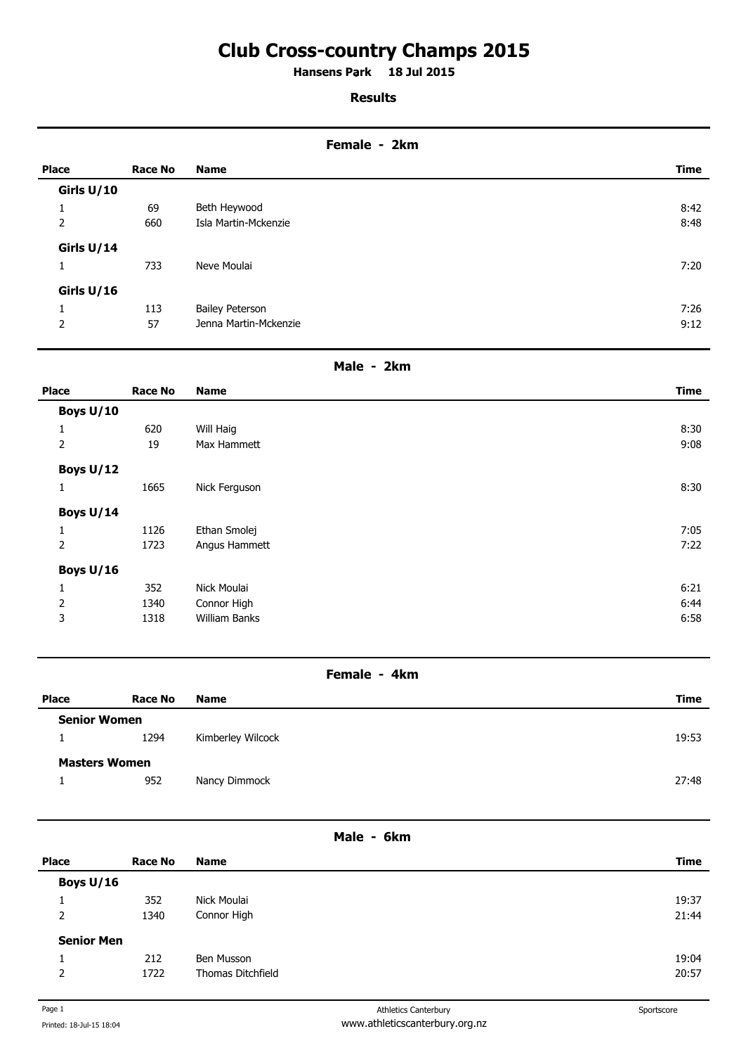# Club Cross-country Champs 2015

**Hansens Park 18 Jul 2015**

**Results**

## Female - 2km

| Place | Race No | Name | Time |
|---|---|---|---|
| **Girls U/10** | | | |
| 1 | 69 | Beth Heywood | 8:42 |
| 2 | 660 | Isla Martin-Mckenzie | 8:48 |
| **Girls U/14** | | | |
| 1 | 733 | Neve Moulai | 7:20 |
| **Girls U/16** | | | |
| 1 | 113 | Bailey Peterson | 7:26 |
| 2 | 57 | Jenna Martin-Mckenzie | 9:12 |

## Male - 2km

| Place | Race No | Name | Time |
|---|---|---|---|
| **Boys U/10** | | | |
| 1 | 620 | Will Haig | 8:30 |
| 2 | 19 | Max Hammett | 9:08 |
| **Boys U/12** | | | |
| 1 | 1665 | Nick Ferguson | 8:30 |
| **Boys U/14** | | | |
| 1 | 1126 | Ethan Smolej | 7:05 |
| 2 | 1723 | Angus Hammett | 7:22 |
| **Boys U/16** | | | |
| 1 | 352 | Nick Moulai | 6:21 |
| 2 | 1340 | Connor High | 6:44 |
| 3 | 1318 | William Banks | 6:58 |

## Female - 4km

| Place | Race No | Name | Time |
|---|---|---|---|
| **Senior Women** | | | |
| 1 | 1294 | Kimberley Wilcock | 19:53 |
| **Masters Women** | | | |
| 1 | 952 | Nancy Dimmock | 27:48 |

## Male - 6km

| Place | Race No | Name | Time |
|---|---|---|---|
| **Boys U/16** | | | |
| 1 | 352 | Nick Moulai | 19:37 |
| 2 | 1340 | Connor High | 21:44 |
| **Senior Men** | | | |
| 1 | 212 | Ben Musson | 19:04 |
| 2 | 1722 | Thomas Ditchfield | 20:57 |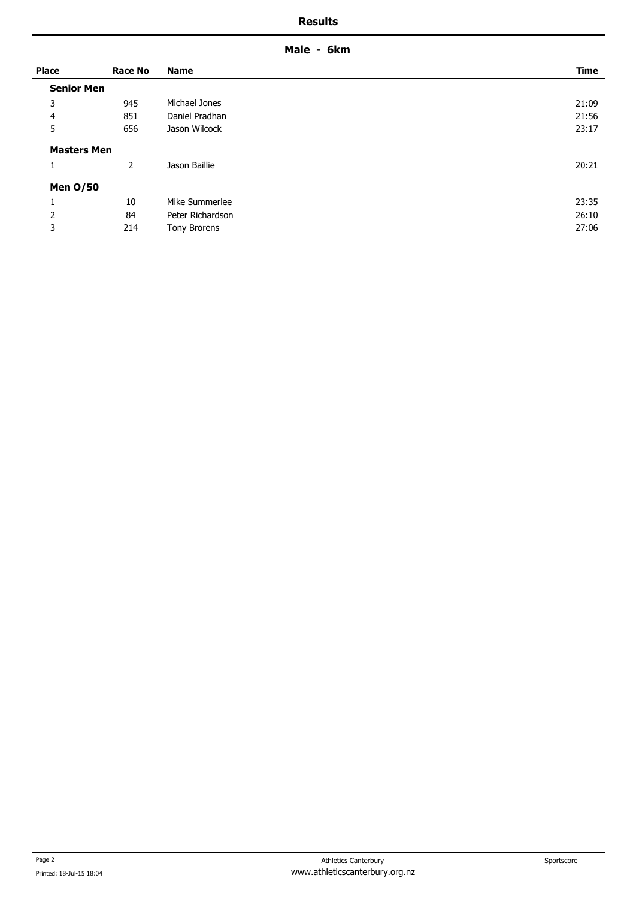# Results

## Male - 6km

| Place | Race No | Name | Time |
| --- | --- | --- | --- |
| **Senior Men** | | | |
| 3 | 945 | Michael Jones | 21:09 |
| 4 | 851 | Daniel Pradhan | 21:56 |
| 5 | 656 | Jason Wilcock | 23:17 |
| **Masters Men** | | | |
| 1 | 2 | Jason Baillie | 20:21 |
| **Men O/50** | | | |
| 1 | 10 | Mike Summerlee | 23:35 |
| 2 | 84 | Peter Richardson | 26:10 |
| 3 | 214 | Tony Brorens | 27:06 |